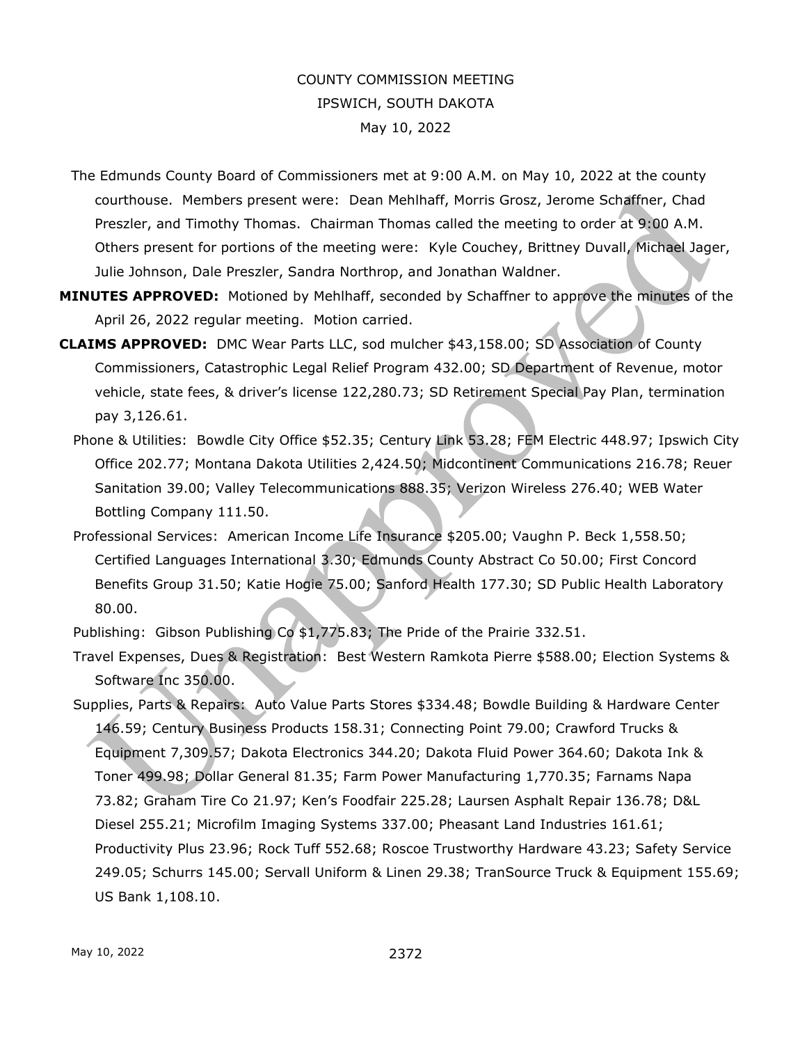COUNTY COMMISSION MEETING

IPSWICH, SOUTH DAKOTA

May 10, 2022

The Edmunds County Board of Commissioners met at 9:00 A.M. on May 10, 2022 at the county courthouse. Members present were: Dean Mehlhaff, Morris Grosz, Jerome Schaffner, Chad Preszler, and Timothy Thomas. Chairman Thomas called the meeting to order at 9:00 A.M. Others present for portions of the meeting were: Kyle Couchey, Brittney Duvall, Michael Jager, Julie Johnson, Dale Preszler, Sandra Northrop, and Jonathan Waldner.

**MINUTES APPROVED:** Motioned by Mehlhaff, seconded by Schaffner to approve the minutes of the April 26, 2022 regular meeting. Motion carried.

**CLAIMS APPROVED:** DMC Wear Parts LLC, sod mulcher $43,158.00; SD Association of County Commissioners, Catastrophic Legal Relief Program 432.00; SD Department of Revenue, motor vehicle, state fees, & driver's license 122,280.73; SD Retirement Special Pay Plan, termination pay 3,126.61.

Phone & Utilities: Bowdle City Office $52.35; Century Link 53.28; FEM Electric 448.97; Ipswich City Office 202.77; Montana Dakota Utilities 2,424.50; Midcontinent Communications 216.78; Reuer Sanitation 39.00; Valley Telecommunications 888.35; Verizon Wireless 276.40; WEB Water Bottling Company 111.50.

Professional Services: American Income Life Insurance $205.00; Vaughn P. Beck 1,558.50; Certified Languages International 3.30; Edmunds County Abstract Co 50.00; First Concord Benefits Group 31.50; Katie Hogie 75.00; Sanford Health 177.30; SD Public Health Laboratory 80.00.

Publishing: Gibson Publishing Co $1,775.83; The Pride of the Prairie 332.51.

Travel Expenses, Dues & Registration: Best Western Ramkota Pierre $588.00; Election Systems & Software Inc 350.00.

Supplies, Parts & Repairs: Auto Value Parts Stores $334.48; Bowdle Building & Hardware Center 146.59; Century Business Products 158.31; Connecting Point 79.00; Crawford Trucks & Equipment 7,309.57; Dakota Electronics 344.20; Dakota Fluid Power 364.60; Dakota Ink & Toner 499.98; Dollar General 81.35; Farm Power Manufacturing 1,770.35; Farnams Napa 73.82; Graham Tire Co 21.97; Ken's Foodfair 225.28; Laursen Asphalt Repair 136.78; D&L Diesel 255.21; Microfilm Imaging Systems 337.00; Pheasant Land Industries 161.61; Productivity Plus 23.96; Rock Tuff 552.68; Roscoe Trustworthy Hardware 43.23; Safety Service 249.05; Schurrs 145.00; Servall Uniform & Linen 29.38; TranSource Truck & Equipment 155.69; US Bank 1,108.10.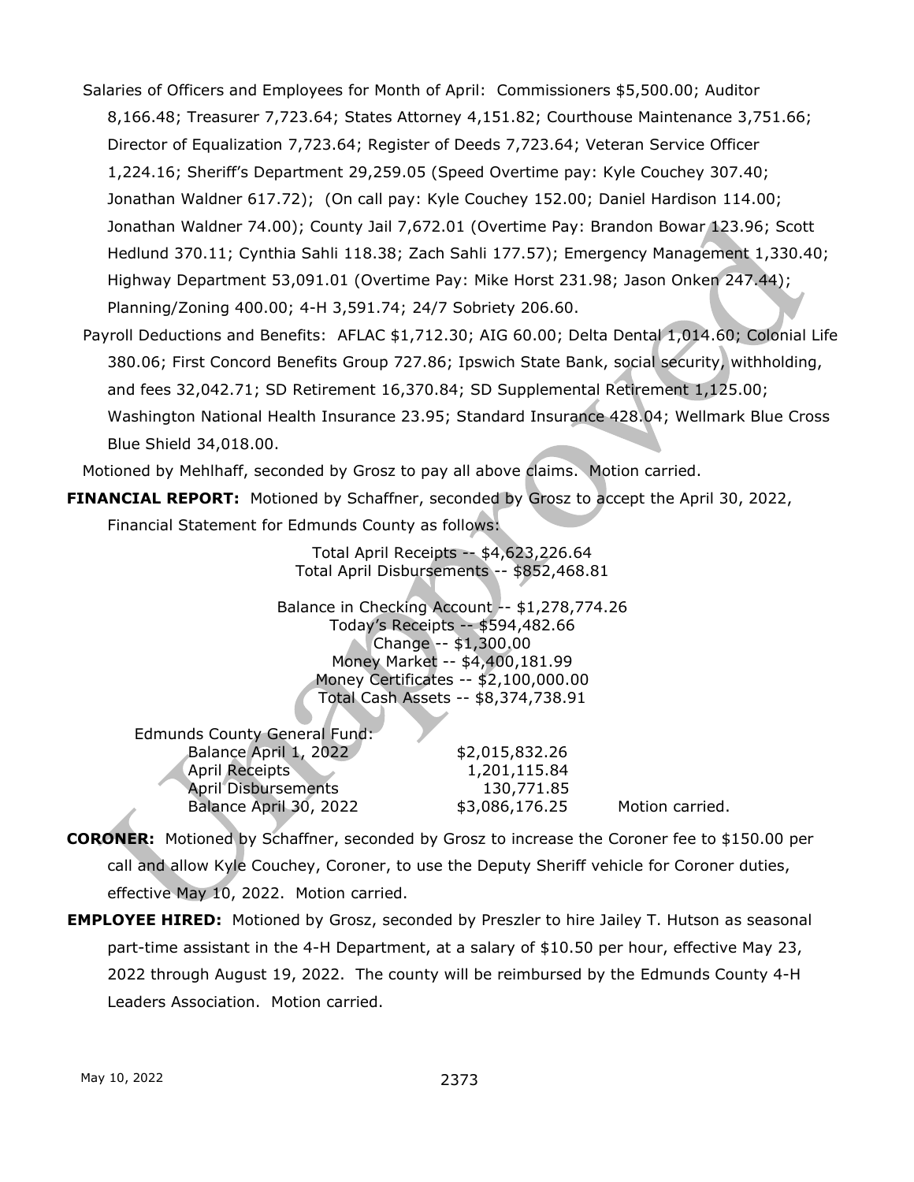Salaries of Officers and Employees for Month of April: Commissioners $5,500.00; Auditor 8,166.48; Treasurer 7,723.64; States Attorney 4,151.82; Courthouse Maintenance 3,751.66; Director of Equalization 7,723.64; Register of Deeds 7,723.64; Veteran Service Officer 1,224.16; Sheriff's Department 29,259.05 (Speed Overtime pay: Kyle Couchey 307.40; Jonathan Waldner 617.72); (On call pay: Kyle Couchey 152.00; Daniel Hardison 114.00; Jonathan Waldner 74.00); County Jail 7,672.01 (Overtime Pay: Brandon Bowar 123.96; Scott Hedlund 370.11; Cynthia Sahli 118.38; Zach Sahli 177.57); Emergency Management 1,330.40; Highway Department 53,091.01 (Overtime Pay: Mike Horst 231.98; Jason Onken 247.44); Planning/Zoning 400.00; 4-H 3,591.74; 24/7 Sobriety 206.60.

Payroll Deductions and Benefits: AFLAC $1,712.30; AIG 60.00; Delta Dental 1,014.60; Colonial Life 380.06; First Concord Benefits Group 727.86; Ipswich State Bank, social security, withholding, and fees 32,042.71; SD Retirement 16,370.84; SD Supplemental Retirement 1,125.00; Washington National Health Insurance 23.95; Standard Insurance 428.04; Wellmark Blue Cross Blue Shield 34,018.00.

Motioned by Mehlhaff, seconded by Grosz to pay all above claims. Motion carried.

**FINANCIAL REPORT:** Motioned by Schaffner, seconded by Grosz to accept the April 30, 2022, Financial Statement for Edmunds County as follows:

Total April Receipts -- $4,623,226.64
Total April Disbursements -- $852,468.81

Balance in Checking Account -- $1,278,774.26
Today's Receipts -- $594,482.66
Change -- $1,300.00
Money Market -- $4,400,181.99
Money Certificates -- $2,100,000.00
Total Cash Assets -- $8,374,738.91

Edmunds County General Fund:

| | | |
|---|---|---|
| Balance April 1, 2022 | $2,015,832.26 | |
| April Receipts | 1,201,115.84 | |
| April Disbursements | 130,771.85 | |
| Balance April 30, 2022 | $3,086,176.25 | Motion carried. |

**CORONER:** Motioned by Schaffner, seconded by Grosz to increase the Coroner fee to $150.00 per call and allow Kyle Couchey, Coroner, to use the Deputy Sheriff vehicle for Coroner duties, effective May 10, 2022. Motion carried.

**EMPLOYEE HIRED:** Motioned by Grosz, seconded by Preszler to hire Jailey T. Hutson as seasonal part-time assistant in the 4-H Department, at a salary of $10.50 per hour, effective May 23, 2022 through August 19, 2022. The county will be reimbursed by the Edmunds County 4-H Leaders Association. Motion carried.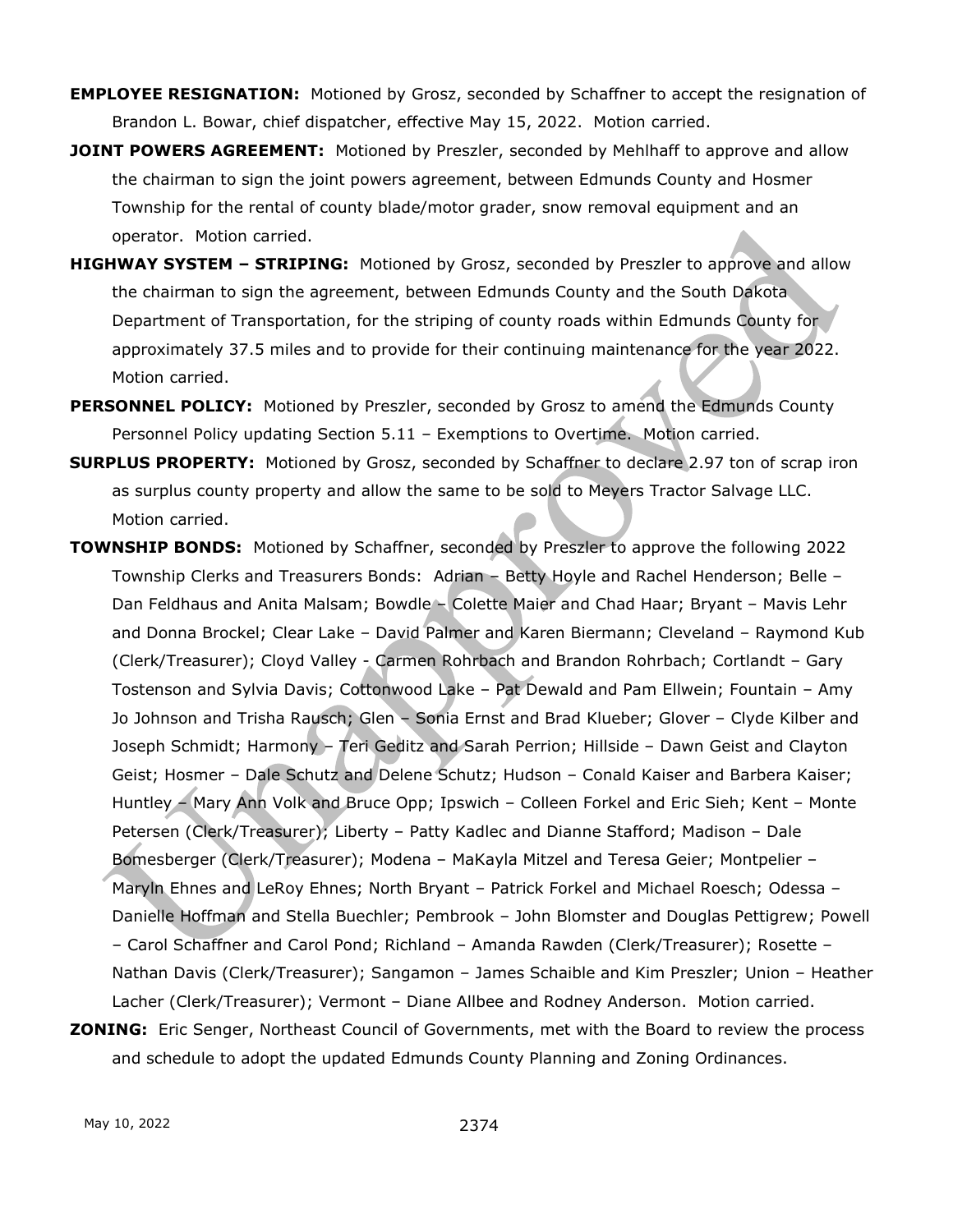**EMPLOYEE RESIGNATION:** Motioned by Grosz, seconded by Schaffner to accept the resignation of Brandon L. Bowar, chief dispatcher, effective May 15, 2022. Motion carried.

**JOINT POWERS AGREEMENT:** Motioned by Preszler, seconded by Mehlhaff to approve and allow the chairman to sign the joint powers agreement, between Edmunds County and Hosmer Township for the rental of county blade/motor grader, snow removal equipment and an operator. Motion carried.

**HIGHWAY SYSTEM – STRIPING:** Motioned by Grosz, seconded by Preszler to approve and allow the chairman to sign the agreement, between Edmunds County and the South Dakota Department of Transportation, for the striping of county roads within Edmunds County for approximately 37.5 miles and to provide for their continuing maintenance for the year 2022. Motion carried.

**PERSONNEL POLICY:** Motioned by Preszler, seconded by Grosz to amend the Edmunds County Personnel Policy updating Section 5.11 – Exemptions to Overtime. Motion carried.

**SURPLUS PROPERTY:** Motioned by Grosz, seconded by Schaffner to declare 2.97 ton of scrap iron as surplus county property and allow the same to be sold to Meyers Tractor Salvage LLC. Motion carried.

**TOWNSHIP BONDS:** Motioned by Schaffner, seconded by Preszler to approve the following 2022 Township Clerks and Treasurers Bonds: Adrian – Betty Hoyle and Rachel Henderson; Belle – Dan Feldhaus and Anita Malsam; Bowdle – Colette Maier and Chad Haar; Bryant – Mavis Lehr and Donna Brockel; Clear Lake – David Palmer and Karen Biermann; Cleveland – Raymond Kub (Clerk/Treasurer); Cloyd Valley - Carmen Rohrbach and Brandon Rohrbach; Cortlandt – Gary Tostenson and Sylvia Davis; Cottonwood Lake – Pat Dewald and Pam Ellwein; Fountain – Amy Jo Johnson and Trisha Rausch; Glen – Sonia Ernst and Brad Klueber; Glover – Clyde Kilber and Joseph Schmidt; Harmony – Teri Geditz and Sarah Perrion; Hillside – Dawn Geist and Clayton Geist; Hosmer – Dale Schutz and Delene Schutz; Hudson – Conald Kaiser and Barbera Kaiser; Huntley – Mary Ann Volk and Bruce Opp; Ipswich – Colleen Forkel and Eric Sieh; Kent – Monte Petersen (Clerk/Treasurer); Liberty – Patty Kadlec and Dianne Stafford; Madison – Dale Bomesberger (Clerk/Treasurer); Modena – MaKayla Mitzel and Teresa Geier; Montpelier – Maryln Ehnes and LeRoy Ehnes; North Bryant – Patrick Forkel and Michael Roesch; Odessa – Danielle Hoffman and Stella Buechler; Pembrook – John Blomster and Douglas Pettigrew; Powell – Carol Schaffner and Carol Pond; Richland – Amanda Rawden (Clerk/Treasurer); Rosette – Nathan Davis (Clerk/Treasurer); Sangamon – James Schaible and Kim Preszler; Union – Heather Lacher (Clerk/Treasurer); Vermont – Diane Allbee and Rodney Anderson. Motion carried.

**ZONING:** Eric Senger, Northeast Council of Governments, met with the Board to review the process and schedule to adopt the updated Edmunds County Planning and Zoning Ordinances.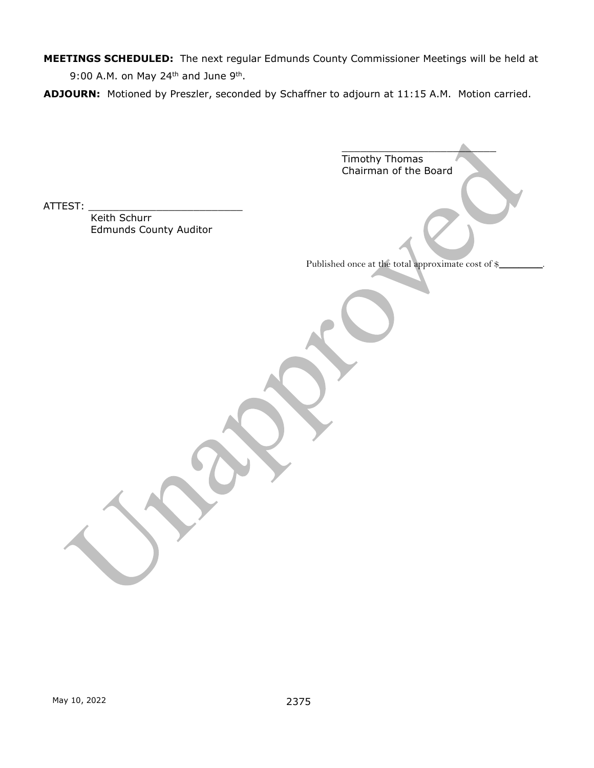**MEETINGS SCHEDULED:** The next regular Edmunds County Commissioner Meetings will be held at 9:00 A.M. on May 24th and June 9th.

**ADJOURN:** Motioned by Preszler, seconded by Schaffner to adjourn at 11:15 A.M. Motion carried.

\_\_\_\_\_\_\_\_\_\_\_\_\_\_\_\_\_\_\_\_\_\_\_\_\_\_
Timothy Thomas
Chairman of the Board

ATTEST: \_\_\_\_\_\_\_\_\_\_\_\_\_\_\_\_\_\_\_\_\_\_\_\_\_\_
Keith Schurr
Edmunds County Auditor

Published once at the total approximate cost of $\_\_\_\_\_\_\_\_.

Unapproved

May 10, 2022